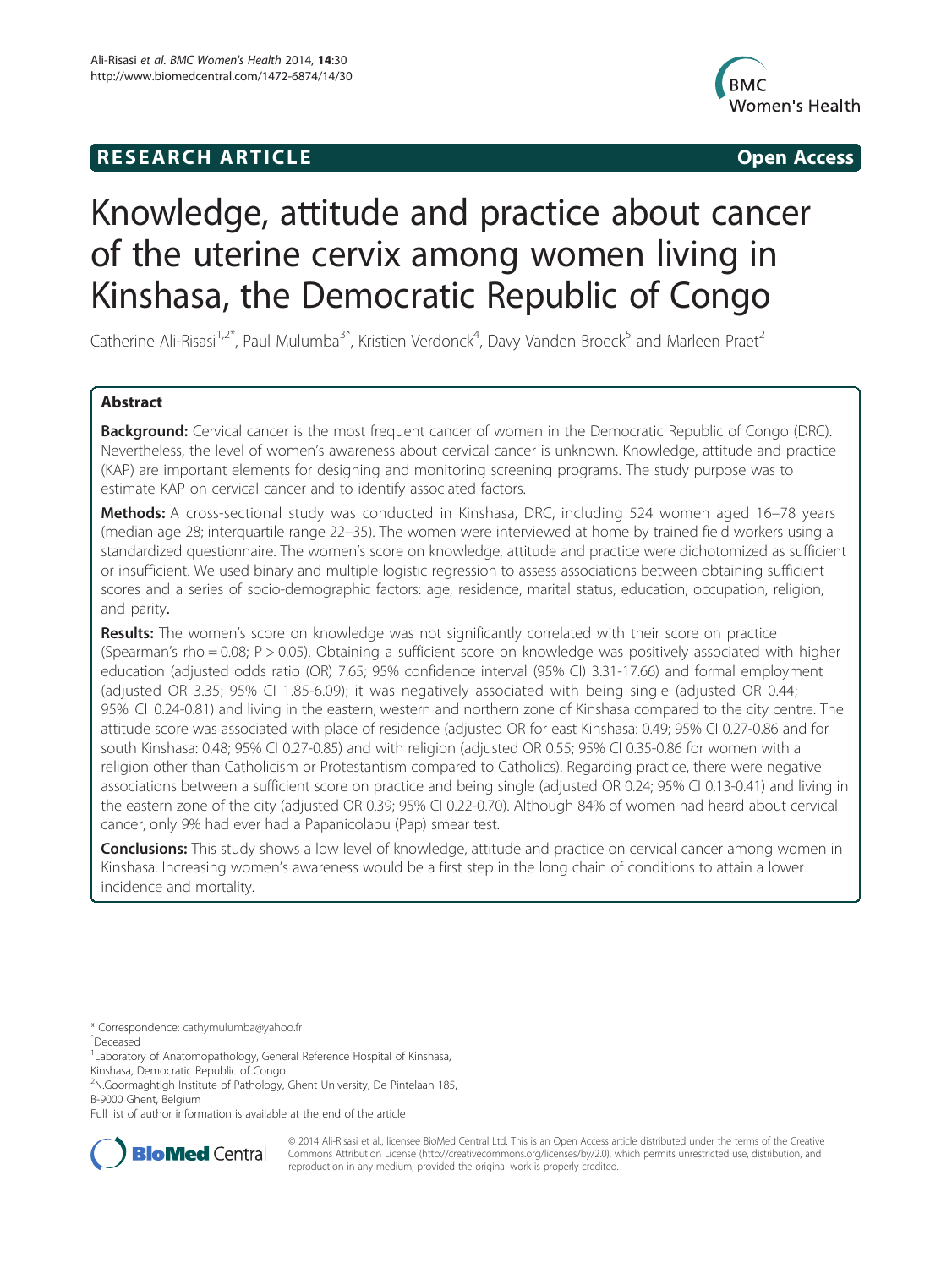**RESEARCH ARTICLE** **Open Access**

# Knowledge, attitude and practice about cancer of the uterine cervix among women living in Kinshasa, the Democratic Republic of Congo

Catherine Ali-Risasi[1,2*], Paul Mulumba[3^], Kristien Verdonck[4], Davy Vanden Broeck[5] and Marleen Praet[2]

## Abstract

**Background:** Cervical cancer is the most frequent cancer of women in the Democratic Republic of Congo (DRC). Nevertheless, the level of women's awareness about cervical cancer is unknown. Knowledge, attitude and practice (KAP) are important elements for designing and monitoring screening programs. The study purpose was to estimate KAP on cervical cancer and to identify associated factors.

**Methods:** A cross-sectional study was conducted in Kinshasa, DRC, including 524 women aged 16–78 years (median age 28; interquartile range 22–35). The women were interviewed at home by trained field workers using a standardized questionnaire. The women's score on knowledge, attitude and practice were dichotomized as sufficient or insufficient. We used binary and multiple logistic regression to assess associations between obtaining sufficient scores and a series of socio-demographic factors: age, residence, marital status, education, occupation, religion, and parity.

**Results:** The women's score on knowledge was not significantly correlated with their score on practice (Spearman's rho = 0.08; P > 0.05). Obtaining a sufficient score on knowledge was positively associated with higher education (adjusted odds ratio (OR) 7.65; 95% confidence interval (95% CI) 3.31-17.66) and formal employment (adjusted OR 3.35; 95% CI 1.85-6.09); it was negatively associated with being single (adjusted OR 0.44; 95% CI 0.24-0.81) and living in the eastern, western and northern zone of Kinshasa compared to the city centre. The attitude score was associated with place of residence (adjusted OR for east Kinshasa: 0.49; 95% CI 0.27-0.86 and for south Kinshasa: 0.48; 95% CI 0.27-0.85) and with religion (adjusted OR 0.55; 95% CI 0.35-0.86 for women with a religion other than Catholicism or Protestantism compared to Catholics). Regarding practice, there were negative associations between a sufficient score on practice and being single (adjusted OR 0.24; 95% CI 0.13-0.41) and living in the eastern zone of the city (adjusted OR 0.39; 95% CI 0.22-0.70). Although 84% of women had heard about cervical cancer, only 9% had ever had a Papanicolaou (Pap) smear test.

**Conclusions:** This study shows a low level of knowledge, attitude and practice on cervical cancer among women in Kinshasa. Increasing women's awareness would be a first step in the long chain of conditions to attain a lower incidence and mortality.

\* Correspondence: cathymulumba@yahoo.fr

^Deceased

[1]Laboratory of Anatomopathology, General Reference Hospital of Kinshasa, Kinshasa, Democratic Republic of Congo

[2]N.Goormaghtigh Institute of Pathology, Ghent University, De Pintelaan 185, B-9000 Ghent, Belgium

Full list of author information is available at the end of the article

© 2014 Ali-Risasi et al.; licensee BioMed Central Ltd. This is an Open Access article distributed under the terms of the Creative Commons Attribution License (http://creativecommons.org/licenses/by/2.0), which permits unrestricted use, distribution, and reproduction in any medium, provided the original work is properly credited.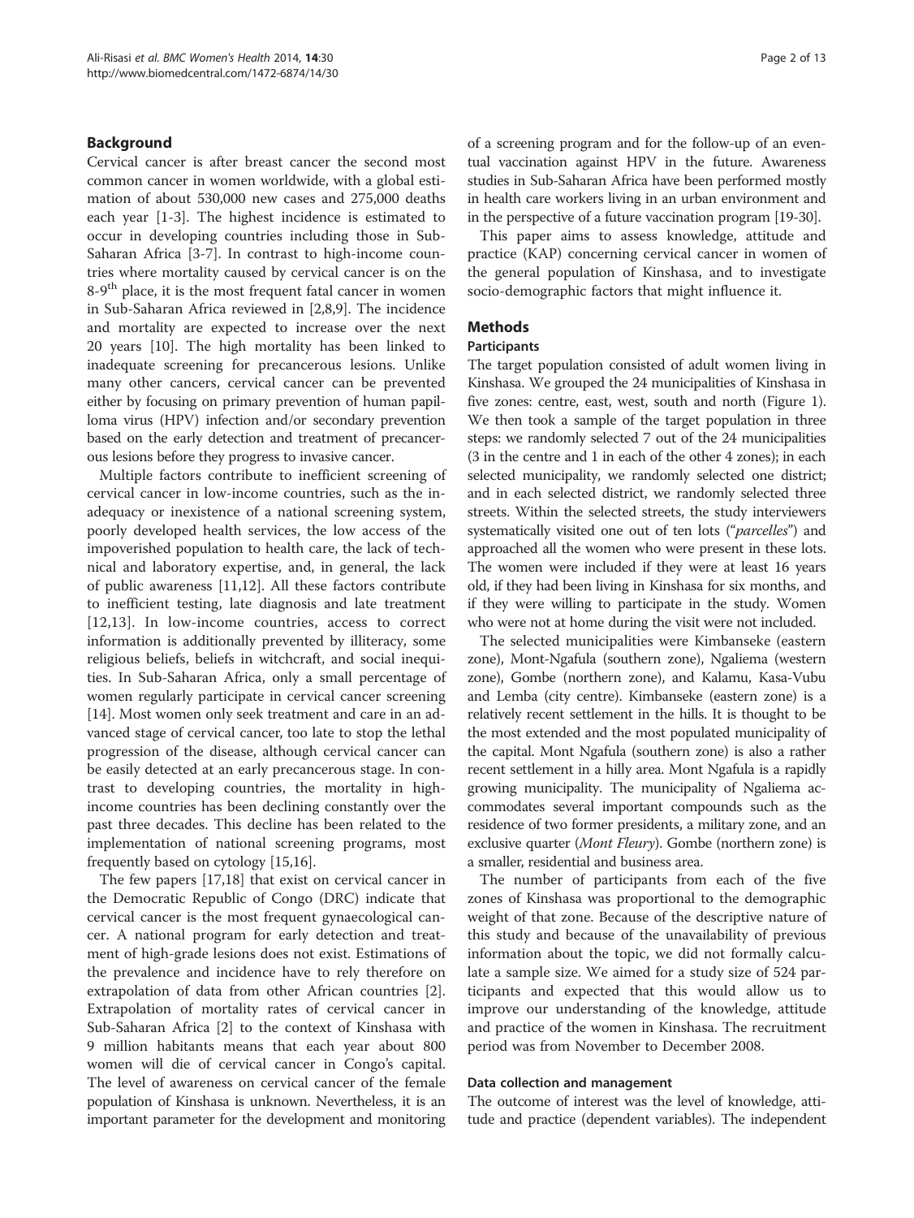## Background

Cervical cancer is after breast cancer the second most common cancer in women worldwide, with a global estimation of about 530,000 new cases and 275,000 deaths each year [1-3]. The highest incidence is estimated to occur in developing countries including those in Sub-Saharan Africa [3-7]. In contrast to high-income countries where mortality caused by cervical cancer is on the 8-9[th] place, it is the most frequent fatal cancer in women in Sub-Saharan Africa reviewed in [2,8,9]. The incidence and mortality are expected to increase over the next 20 years [10]. The high mortality has been linked to inadequate screening for precancerous lesions. Unlike many other cancers, cervical cancer can be prevented either by focusing on primary prevention of human papilloma virus (HPV) infection and/or secondary prevention based on the early detection and treatment of precancerous lesions before they progress to invasive cancer.

Multiple factors contribute to inefficient screening of cervical cancer in low-income countries, such as the inadequacy or inexistence of a national screening system, poorly developed health services, the low access of the impoverished population to health care, the lack of technical and laboratory expertise, and, in general, the lack of public awareness [11,12]. All these factors contribute to inefficient testing, late diagnosis and late treatment [12,13]. In low-income countries, access to correct information is additionally prevented by illiteracy, some religious beliefs, beliefs in witchcraft, and social inequities. In Sub-Saharan Africa, only a small percentage of women regularly participate in cervical cancer screening [14]. Most women only seek treatment and care in an advanced stage of cervical cancer, too late to stop the lethal progression of the disease, although cervical cancer can be easily detected at an early precancerous stage. In contrast to developing countries, the mortality in high-income countries has been declining constantly over the past three decades. This decline has been related to the implementation of national screening programs, most frequently based on cytology [15,16].

The few papers [17,18] that exist on cervical cancer in the Democratic Republic of Congo (DRC) indicate that cervical cancer is the most frequent gynaecological cancer. A national program for early detection and treatment of high-grade lesions does not exist. Estimations of the prevalence and incidence have to rely therefore on extrapolation of data from other African countries [2]. Extrapolation of mortality rates of cervical cancer in Sub-Saharan Africa [2] to the context of Kinshasa with 9 million habitants means that each year about 800 women will die of cervical cancer in Congo's capital. The level of awareness on cervical cancer of the female population of Kinshasa is unknown. Nevertheless, it is an important parameter for the development and monitoring of a screening program and for the follow-up of an eventual vaccination against HPV in the future. Awareness studies in Sub-Saharan Africa have been performed mostly in health care workers living in an urban environment and in the perspective of a future vaccination program [19-30].

This paper aims to assess knowledge, attitude and practice (KAP) concerning cervical cancer in women of the general population of Kinshasa, and to investigate socio-demographic factors that might influence it.

## Methods

### Participants

The target population consisted of adult women living in Kinshasa. We grouped the 24 municipalities of Kinshasa in five zones: centre, east, west, south and north (Figure 1). We then took a sample of the target population in three steps: we randomly selected 7 out of the 24 municipalities (3 in the centre and 1 in each of the other 4 zones); in each selected municipality, we randomly selected one district; and in each selected district, we randomly selected three streets. Within the selected streets, the study interviewers systematically visited one out of ten lots ("*parcelles*") and approached all the women who were present in these lots. The women were included if they were at least 16 years old, if they had been living in Kinshasa for six months, and if they were willing to participate in the study. Women who were not at home during the visit were not included.

The selected municipalities were Kimbanseke (eastern zone), Mont-Ngafula (southern zone), Ngaliema (western zone), Gombe (northern zone), and Kalamu, Kasa-Vubu and Lemba (city centre). Kimbanseke (eastern zone) is a relatively recent settlement in the hills. It is thought to be the most extended and the most populated municipality of the capital. Mont Ngafula (southern zone) is also a rather recent settlement in a hilly area. Mont Ngafula is a rapidly growing municipality. The municipality of Ngaliema accommodates several important compounds such as the residence of two former presidents, a military zone, and an exclusive quarter (*Mont Fleury*). Gombe (northern zone) is a smaller, residential and business area.

The number of participants from each of the five zones of Kinshasa was proportional to the demographic weight of that zone. Because of the descriptive nature of this study and because of the unavailability of previous information about the topic, we did not formally calculate a sample size. We aimed for a study size of 524 participants and expected that this would allow us to improve our understanding of the knowledge, attitude and practice of the women in Kinshasa. The recruitment period was from November to December 2008.

### Data collection and management

The outcome of interest was the level of knowledge, attitude and practice (dependent variables). The independent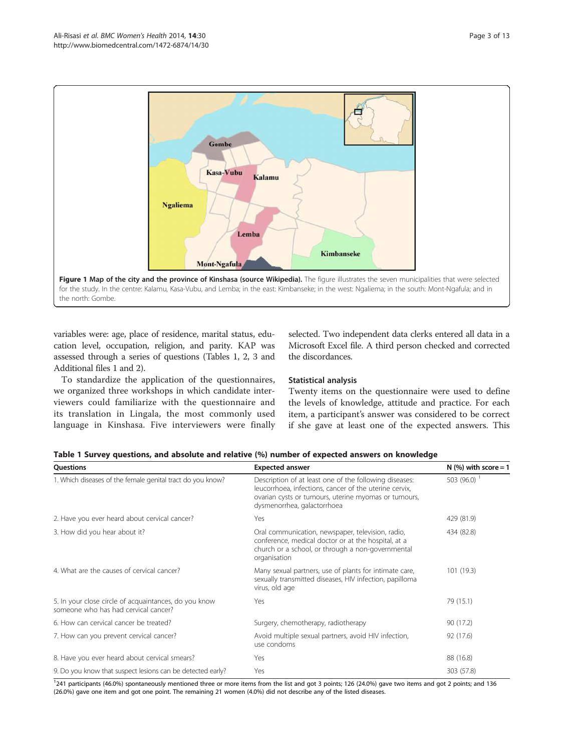**Figure 1 Map of the city and the province of Kinshasa (source Wikipedia).** The figure illustrates the seven municipalities that were selected for the study. In the centre: Kalamu, Kasa-Vubu, and Lemba; in the east: Kimbanseke; in the west: Ngaliema; in the south: Mont-Ngafula; and in the north: Gombe.

variables were: age, place of residence, marital status, education level, occupation, religion, and parity. KAP was assessed through a series of questions (Tables 1, 2, 3 and Additional files 1 and 2).

To standardize the application of the questionnaires, we organized three workshops in which candidate interviewers could familiarize with the questionnaire and its translation in Lingala, the most commonly used language in Kinshasa. Five interviewers were finally selected. Two independent data clerks entered all data in a Microsoft Excel file. A third person checked and corrected the discordances.

### Statistical analysis

Twenty items on the questionnaire were used to define the levels of knowledge, attitude and practice. For each item, a participant's answer was considered to be correct if she gave at least one of the expected answers. This

**Table 1 Survey questions, and absolute and relative (%) number of expected answers on knowledge**

| Questions | Expected answer | N (%) with score = 1 |
|---|---|---|
| 1. Which diseases of the female genital tract do you know? | Description of at least one of the following diseases: leucorrhoea, infections, cancer of the uterine cervix, ovarian cysts or tumours, uterine myomas or tumours, dysmenorrhea, galactorrhoea | 503 (96.0) [1] |
| 2. Have you ever heard about cervical cancer? | Yes | 429 (81.9) |
| 3. How did you hear about it? | Oral communication, newspaper, television, radio, conference, medical doctor or at the hospital, at a church or a school, or through a non-governmental organisation | 434 (82.8) |
| 4. What are the causes of cervical cancer? | Many sexual partners, use of plants for intimate care, sexually transmitted diseases, HIV infection, papilloma virus, old age | 101 (19.3) |
| 5. In your close circle of acquaintances, do you know someone who has had cervical cancer? | Yes | 79 (15.1) |
| 6. How can cervical cancer be treated? | Surgery, chemotherapy, radiotherapy | 90 (17.2) |
| 7. How can you prevent cervical cancer? | Avoid multiple sexual partners, avoid HIV infection, use condoms | 92 (17.6) |
| 8. Have you ever heard about cervical smears? | Yes | 88 (16.8) |
| 9. Do you know that suspect lesions can be detected early? | Yes | 303 (57.8) |

[1] 241 participants (46.0%) spontaneously mentioned three or more items from the list and got 3 points; 126 (24.0%) gave two items and got 2 points; and 136 (26.0%) gave one item and got one point. The remaining 21 women (4.0%) did not describe any of the listed diseases.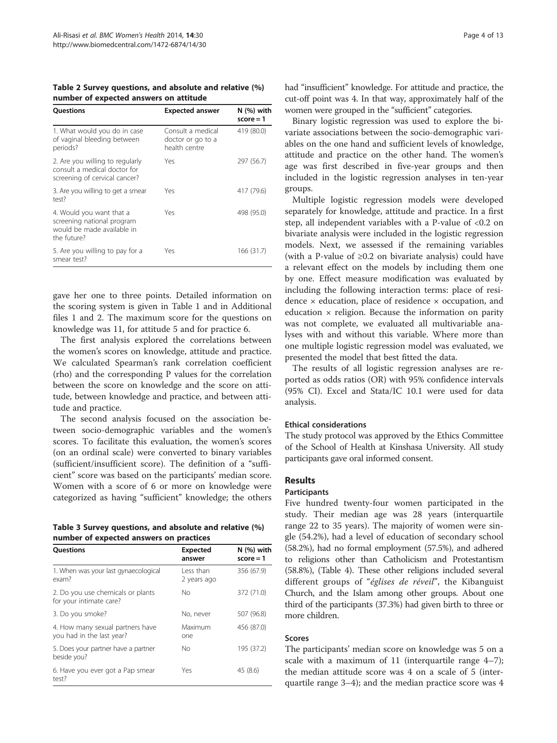**Table 2 Survey questions, and absolute and relative (%) number of expected answers on attitude**

| Questions | Expected answer | N (%) with score = 1 |
| --- | --- | --- |
| 1. What would you do in case of vaginal bleeding between periods? | Consult a medical doctor or go to a health centre | 419 (80.0) |
| 2. Are you willing to regularly consult a medical doctor for screening of cervical cancer? | Yes | 297 (56.7) |
| 3. Are you willing to get a smear test? | Yes | 417 (79.6) |
| 4. Would you want that a screening national program would be made available in the future? | Yes | 498 (95.0) |
| 5. Are you willing to pay for a smear test? | Yes | 166 (31.7) |

gave her one to three points. Detailed information on the scoring system is given in Table 1 and in Additional files 1 and 2. The maximum score for the questions on knowledge was 11, for attitude 5 and for practice 6.

The first analysis explored the correlations between the women's scores on knowledge, attitude and practice. We calculated Spearman's rank correlation coefficient (rho) and the corresponding P values for the correlation between the score on knowledge and the score on attitude, between knowledge and practice, and between attitude and practice.

The second analysis focused on the association between socio-demographic variables and the women's scores. To facilitate this evaluation, the women's scores (on an ordinal scale) were converted to binary variables (sufficient/insufficient score). The definition of a "sufficient" score was based on the participants' median score. Women with a score of 6 or more on knowledge were categorized as having "sufficient" knowledge; the others had "insufficient" knowledge. For attitude and practice, the cut-off point was 4. In that way, approximately half of the women were grouped in the "sufficient" categories.

**Table 3 Survey questions, and absolute and relative (%) number of expected answers on practices**

| Questions | Expected answer | N (%) with score = 1 |
| --- | --- | --- |
| 1. When was your last gynaecological exam? | Less than 2 years ago | 356 (67.9) |
| 2. Do you use chemicals or plants for your intimate care? | No | 372 (71.0) |
| 3. Do you smoke? | No, never | 507 (96.8) |
| 4. How many sexual partners have you had in the last year? | Maximum one | 456 (87.0) |
| 5. Does your partner have a partner beside you? | No | 195 (37.2) |
| 6. Have you ever got a Pap smear test? | Yes | 45 (8.6) |

Binary logistic regression was used to explore the bivariate associations between the socio-demographic variables on the one hand and sufficient levels of knowledge, attitude and practice on the other hand. The women's age was first described in five-year groups and then included in the logistic regression analyses in ten-year groups.

Multiple logistic regression models were developed separately for knowledge, attitude and practice. In a first step, all independent variables with a P-value of <0.2 on bivariate analysis were included in the logistic regression models. Next, we assessed if the remaining variables (with a P-value of ≥0.2 on bivariate analysis) could have a relevant effect on the models by including them one by one. Effect measure modification was evaluated by including the following interaction terms: place of residence × education, place of residence × occupation, and education × religion. Because the information on parity was not complete, we evaluated all multivariable analyses with and without this variable. Where more than one multiple logistic regression model was evaluated, we presented the model that best fitted the data.

The results of all logistic regression analyses are reported as odds ratios (OR) with 95% confidence intervals (95% CI). Excel and Stata/IC 10.1 were used for data analysis.

### Ethical considerations

The study protocol was approved by the Ethics Committee of the School of Health at Kinshasa University. All study participants gave oral informed consent.

## Results

### Participants

Five hundred twenty-four women participated in the study. Their median age was 28 years (interquartile range 22 to 35 years). The majority of women were single (54.2%), had a level of education of secondary school (58.2%), had no formal employment (57.5%), and adhered to religions other than Catholicism and Protestantism (58.8%), (Table 4). These other religions included several different groups of "*églises de réveil*", the Kibanguist Church, and the Islam among other groups. About one third of the participants (37.3%) had given birth to three or more children.

### Scores

The participants' median score on knowledge was 5 on a scale with a maximum of 11 (interquartile range 4–7); the median attitude score was 4 on a scale of 5 (interquartile range 3–4); and the median practice score was 4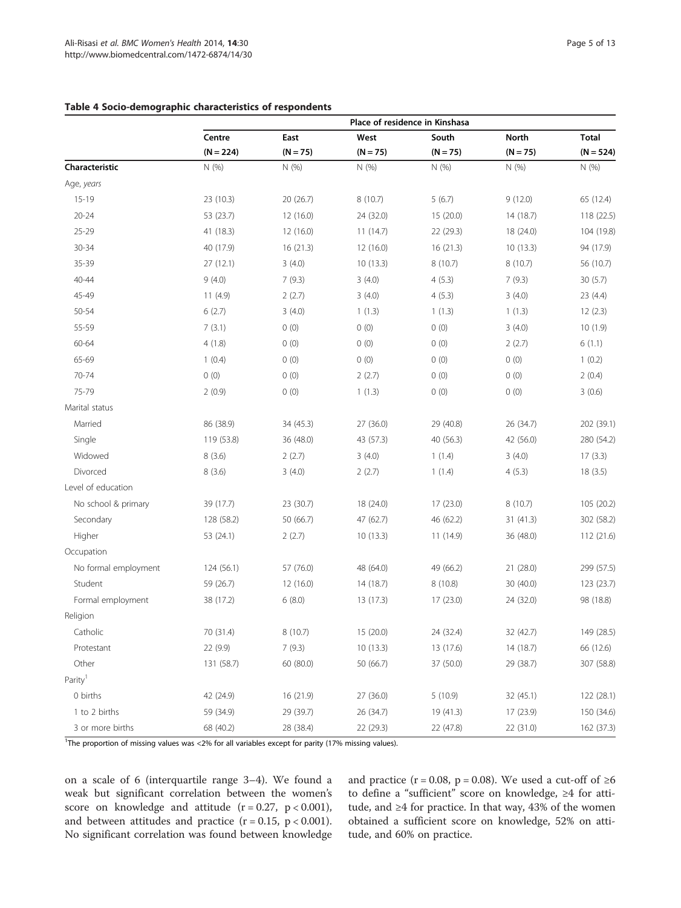**Table 4 Socio-demographic characteristics of respondents**

| | Place of residence in Kinshasa | | | | | |
|---|---|---|---|---|---|---|
| | Centre (N = 224) | East (N = 75) | West (N = 75) | South (N = 75) | North (N = 75) | Total (N = 524) |
| **Characteristic** | N (%) | N (%) | N (%) | N (%) | N (%) | N (%) |
| Age, *years* | | | | | | |
| 15-19 | 23 (10.3) | 20 (26.7) | 8 (10.7) | 5 (6.7) | 9 (12.0) | 65 (12.4) |
| 20-24 | 53 (23.7) | 12 (16.0) | 24 (32.0) | 15 (20.0) | 14 (18.7) | 118 (22.5) |
| 25-29 | 41 (18.3) | 12 (16.0) | 11 (14.7) | 22 (29.3) | 18 (24.0) | 104 (19.8) |
| 30-34 | 40 (17.9) | 16 (21.3) | 12 (16.0) | 16 (21.3) | 10 (13.3) | 94 (17.9) |
| 35-39 | 27 (12.1) | 3 (4.0) | 10 (13.3) | 8 (10.7) | 8 (10.7) | 56 (10.7) |
| 40-44 | 9 (4.0) | 7 (9.3) | 3 (4.0) | 4 (5.3) | 7 (9.3) | 30 (5.7) |
| 45-49 | 11 (4.9) | 2 (2.7) | 3 (4.0) | 4 (5.3) | 3 (4.0) | 23 (4.4) |
| 50-54 | 6 (2.7) | 3 (4.0) | 1 (1.3) | 1 (1.3) | 1 (1.3) | 12 (2.3) |
| 55-59 | 7 (3.1) | 0 (0) | 0 (0) | 0 (0) | 3 (4.0) | 10 (1.9) |
| 60-64 | 4 (1.8) | 0 (0) | 0 (0) | 0 (0) | 2 (2.7) | 6 (1.1) |
| 65-69 | 1 (0.4) | 0 (0) | 0 (0) | 0 (0) | 0 (0) | 1 (0.2) |
| 70-74 | 0 (0) | 0 (0) | 2 (2.7) | 0 (0) | 0 (0) | 2 (0.4) |
| 75-79 | 2 (0.9) | 0 (0) | 1 (1.3) | 0 (0) | 0 (0) | 3 (0.6) |
| Marital status | | | | | | |
| Married | 86 (38.9) | 34 (45.3) | 27 (36.0) | 29 (40.8) | 26 (34.7) | 202 (39.1) |
| Single | 119 (53.8) | 36 (48.0) | 43 (57.3) | 40 (56.3) | 42 (56.0) | 280 (54.2) |
| Widowed | 8 (3.6) | 2 (2.7) | 3 (4.0) | 1 (1.4) | 3 (4.0) | 17 (3.3) |
| Divorced | 8 (3.6) | 3 (4.0) | 2 (2.7) | 1 (1.4) | 4 (5.3) | 18 (3.5) |
| Level of education | | | | | | |
| No school & primary | 39 (17.7) | 23 (30.7) | 18 (24.0) | 17 (23.0) | 8 (10.7) | 105 (20.2) |
| Secondary | 128 (58.2) | 50 (66.7) | 47 (62.7) | 46 (62.2) | 31 (41.3) | 302 (58.2) |
| Higher | 53 (24.1) | 2 (2.7) | 10 (13.3) | 11 (14.9) | 36 (48.0) | 112 (21.6) |
| Occupation | | | | | | |
| No formal employment | 124 (56.1) | 57 (76.0) | 48 (64.0) | 49 (66.2) | 21 (28.0) | 299 (57.5) |
| Student | 59 (26.7) | 12 (16.0) | 14 (18.7) | 8 (10.8) | 30 (40.0) | 123 (23.7) |
| Formal employment | 38 (17.2) | 6 (8.0) | 13 (17.3) | 17 (23.0) | 24 (32.0) | 98 (18.8) |
| Religion | | | | | | |
| Catholic | 70 (31.4) | 8 (10.7) | 15 (20.0) | 24 (32.4) | 32 (42.7) | 149 (28.5) |
| Protestant | 22 (9.9) | 7 (9.3) | 10 (13.3) | 13 (17.6) | 14 (18.7) | 66 (12.6) |
| Other | 131 (58.7) | 60 (80.0) | 50 (66.7) | 37 (50.0) | 29 (38.7) | 307 (58.8) |
| Parity[1] | | | | | | |
| 0 births | 42 (24.9) | 16 (21.9) | 27 (36.0) | 5 (10.9) | 32 (45.1) | 122 (28.1) |
| 1 to 2 births | 59 (34.9) | 29 (39.7) | 26 (34.7) | 19 (41.3) | 17 (23.9) | 150 (34.6) |
| 3 or more births | 68 (40.2) | 28 (38.4) | 22 (29.3) | 22 (47.8) | 22 (31.0) | 162 (37.3) |

[1]The proportion of missing values was <2% for all variables except for parity (17% missing values).

on a scale of 6 (interquartile range 3–4). We found a weak but significant correlation between the women's score on knowledge and attitude ($r = 0.27$, $p < 0.001$), and between attitudes and practice ($r = 0.15$, $p < 0.001$). No significant correlation was found between knowledge and practice ($r = 0.08$, $p = 0.08$). We used a cut-off of ≥6 to define a "sufficient" score on knowledge, ≥4 for attitude, and ≥4 for practice. In that way, 43% of the women obtained a sufficient score on knowledge, 52% on attitude, and 60% on practice.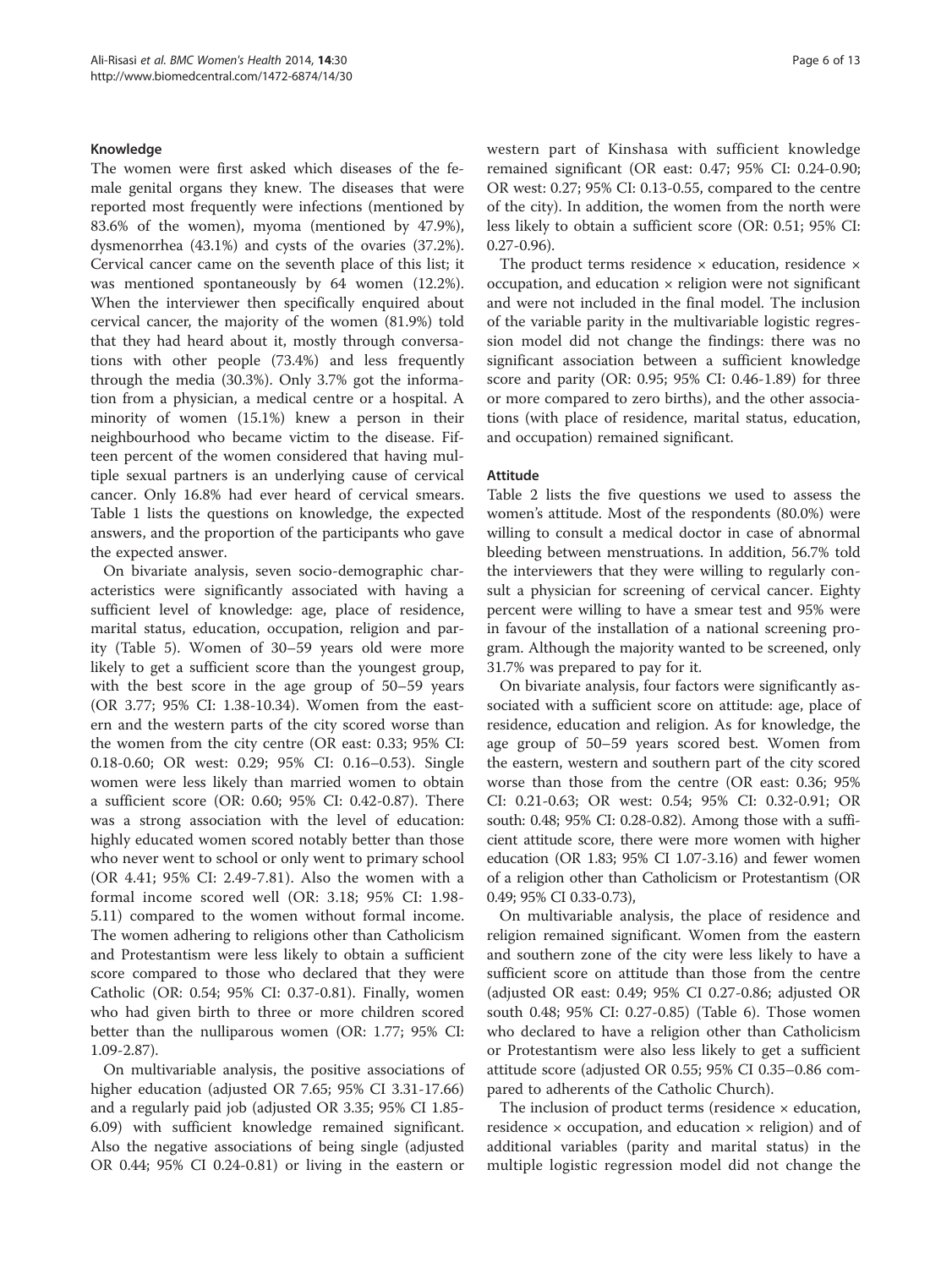### Knowledge

The women were first asked which diseases of the female genital organs they knew. The diseases that were reported most frequently were infections (mentioned by 83.6% of the women), myoma (mentioned by 47.9%), dysmenorrhea (43.1%) and cysts of the ovaries (37.2%). Cervical cancer came on the seventh place of this list; it was mentioned spontaneously by 64 women (12.2%). When the interviewer then specifically enquired about cervical cancer, the majority of the women (81.9%) told that they had heard about it, mostly through conversations with other people (73.4%) and less frequently through the media (30.3%). Only 3.7% got the information from a physician, a medical centre or a hospital. A minority of women (15.1%) knew a person in their neighbourhood who became victim to the disease. Fifteen percent of the women considered that having multiple sexual partners is an underlying cause of cervical cancer. Only 16.8% had ever heard of cervical smears. Table 1 lists the questions on knowledge, the expected answers, and the proportion of the participants who gave the expected answer.

On bivariate analysis, seven socio-demographic characteristics were significantly associated with having a sufficient level of knowledge: age, place of residence, marital status, education, occupation, religion and parity (Table 5). Women of 30–59 years old were more likely to get a sufficient score than the youngest group, with the best score in the age group of 50–59 years (OR 3.77; 95% CI: 1.38-10.34). Women from the eastern and the western parts of the city scored worse than the women from the city centre (OR east: 0.33; 95% CI: 0.18-0.60; OR west: 0.29; 95% CI: 0.16–0.53). Single women were less likely than married women to obtain a sufficient score (OR: 0.60; 95% CI: 0.42-0.87). There was a strong association with the level of education: highly educated women scored notably better than those who never went to school or only went to primary school (OR 4.41; 95% CI: 2.49-7.81). Also the women with a formal income scored well (OR: 3.18; 95% CI: 1.98-5.11) compared to the women without formal income. The women adhering to religions other than Catholicism and Protestantism were less likely to obtain a sufficient score compared to those who declared that they were Catholic (OR: 0.54; 95% CI: 0.37-0.81). Finally, women who had given birth to three or more children scored better than the nulliparous women (OR: 1.77; 95% CI: 1.09-2.87).

On multivariable analysis, the positive associations of higher education (adjusted OR 7.65; 95% CI 3.31-17.66) and a regularly paid job (adjusted OR 3.35; 95% CI 1.85-6.09) with sufficient knowledge remained significant. Also the negative associations of being single (adjusted OR 0.44; 95% CI 0.24-0.81) or living in the eastern or western part of Kinshasa with sufficient knowledge remained significant (OR east: 0.47; 95% CI: 0.24-0.90; OR west: 0.27; 95% CI: 0.13-0.55, compared to the centre of the city). In addition, the women from the north were less likely to obtain a sufficient score (OR: 0.51; 95% CI: 0.27-0.96).

The product terms residence × education, residence × occupation, and education × religion were not significant and were not included in the final model. The inclusion of the variable parity in the multivariable logistic regression model did not change the findings: there was no significant association between a sufficient knowledge score and parity (OR: 0.95; 95% CI: 0.46-1.89) for three or more compared to zero births), and the other associations (with place of residence, marital status, education, and occupation) remained significant.

### Attitude

Table 2 lists the five questions we used to assess the women's attitude. Most of the respondents (80.0%) were willing to consult a medical doctor in case of abnormal bleeding between menstruations. In addition, 56.7% told the interviewers that they were willing to regularly consult a physician for screening of cervical cancer. Eighty percent were willing to have a smear test and 95% were in favour of the installation of a national screening program. Although the majority wanted to be screened, only 31.7% was prepared to pay for it.

On bivariate analysis, four factors were significantly associated with a sufficient score on attitude: age, place of residence, education and religion. As for knowledge, the age group of 50–59 years scored best. Women from the eastern, western and southern part of the city scored worse than those from the centre (OR east: 0.36; 95% CI: 0.21-0.63; OR west: 0.54; 95% CI: 0.32-0.91; OR south: 0.48; 95% CI: 0.28-0.82). Among those with a sufficient attitude score, there were more women with higher education (OR 1.83; 95% CI 1.07-3.16) and fewer women of a religion other than Catholicism or Protestantism (OR 0.49; 95% CI 0.33-0.73),

On multivariable analysis, the place of residence and religion remained significant. Women from the eastern and southern zone of the city were less likely to have a sufficient score on attitude than those from the centre (adjusted OR east: 0.49; 95% CI 0.27-0.86; adjusted OR south 0.48; 95% CI: 0.27-0.85) (Table 6). Those women who declared to have a religion other than Catholicism or Protestantism were also less likely to get a sufficient attitude score (adjusted OR 0.55; 95% CI 0.35–0.86 compared to adherents of the Catholic Church).

The inclusion of product terms (residence × education, residence × occupation, and education × religion) and of additional variables (parity and marital status) in the multiple logistic regression model did not change the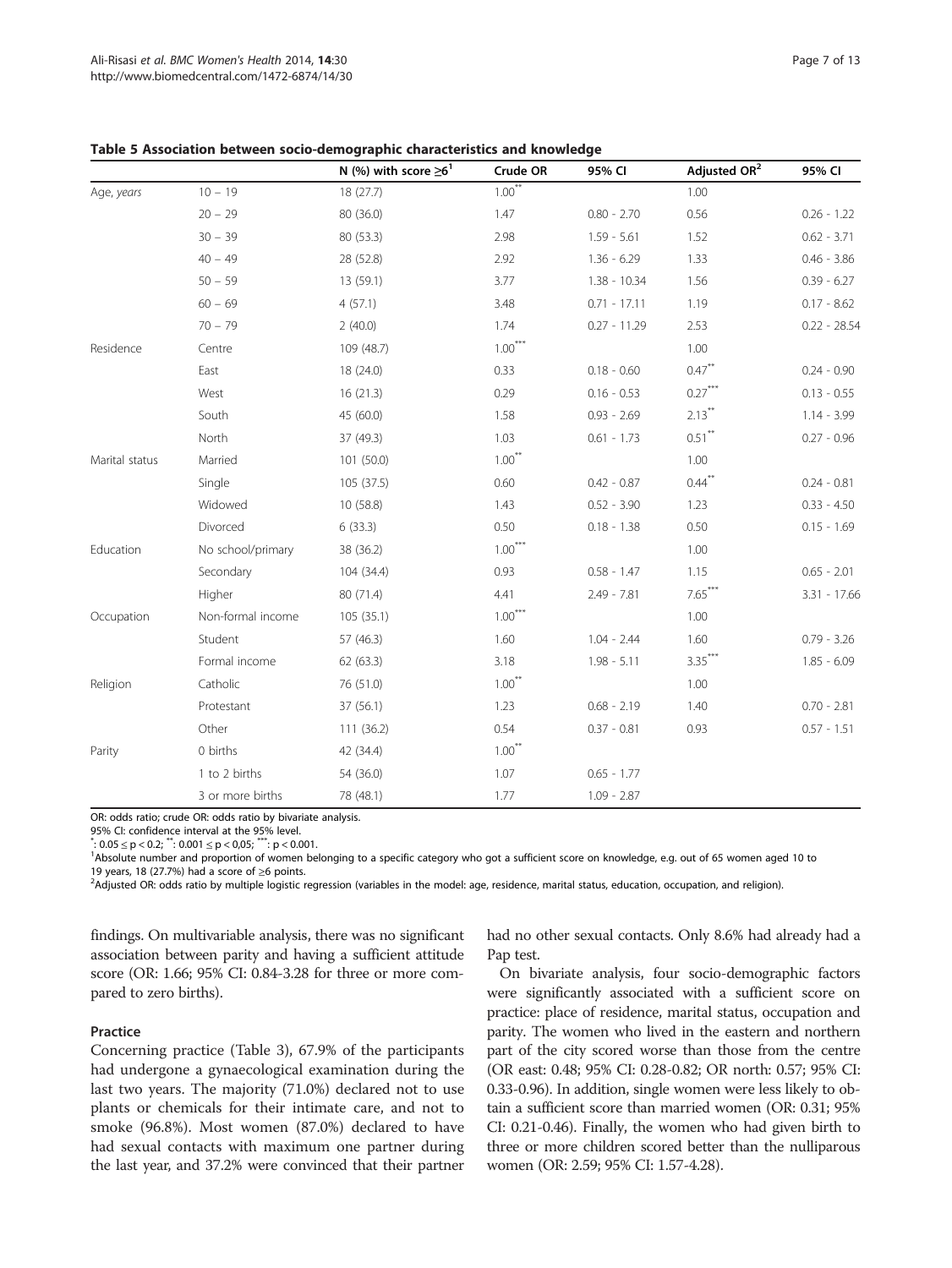**Table 5 Association between socio-demographic characteristics and knowledge**

| | | N (%) with score ≥6[1] | Crude OR | 95% CI | Adjusted OR[2] | 95% CI |
|---|---|---|---|---|---|---|
| Age, *years* | 10 – 19 | 18 (27.7) | 1.00** | | 1.00 | |
| | 20 – 29 | 80 (36.0) | 1.47 | 0.80 - 2.70 | 0.56 | 0.26 - 1.22 |
| | 30 – 39 | 80 (53.3) | 2.98 | 1.59 - 5.61 | 1.52 | 0.62 - 3.71 |
| | 40 – 49 | 28 (52.8) | 2.92 | 1.36 - 6.29 | 1.33 | 0.46 - 3.86 |
| | 50 – 59 | 13 (59.1) | 3.77 | 1.38 - 10.34 | 1.56 | 0.39 - 6.27 |
| | 60 – 69 | 4 (57.1) | 3.48 | 0.71 - 17.11 | 1.19 | 0.17 - 8.62 |
| | 70 – 79 | 2 (40.0) | 1.74 | 0.27 - 11.29 | 2.53 | 0.22 - 28.54 |
| Residence | Centre | 109 (48.7) | 1.00*** | | 1.00 | |
| | East | 18 (24.0) | 0.33 | 0.18 - 0.60 | 0.47** | 0.24 - 0.90 |
| | West | 16 (21.3) | 0.29 | 0.16 - 0.53 | 0.27*** | 0.13 - 0.55 |
| | South | 45 (60.0) | 1.58 | 0.93 - 2.69 | 2.13** | 1.14 - 3.99 |
| | North | 37 (49.3) | 1.03 | 0.61 - 1.73 | 0.51** | 0.27 - 0.96 |
| Marital status | Married | 101 (50.0) | 1.00** | | 1.00 | |
| | Single | 105 (37.5) | 0.60 | 0.42 - 0.87 | 0.44** | 0.24 - 0.81 |
| | Widowed | 10 (58.8) | 1.43 | 0.52 - 3.90 | 1.23 | 0.33 - 4.50 |
| | Divorced | 6 (33.3) | 0.50 | 0.18 - 1.38 | 0.50 | 0.15 - 1.69 |
| Education | No school/primary | 38 (36.2) | 1.00*** | | 1.00 | |
| | Secondary | 104 (34.4) | 0.93 | 0.58 - 1.47 | 1.15 | 0.65 - 2.01 |
| | Higher | 80 (71.4) | 4.41 | 2.49 - 7.81 | 7.65*** | 3.31 - 17.66 |
| Occupation | Non-formal income | 105 (35.1) | 1.00*** | | 1.00 | |
| | Student | 57 (46.3) | 1.60 | 1.04 - 2.44 | 1.60 | 0.79 - 3.26 |
| | Formal income | 62 (63.3) | 3.18 | 1.98 - 5.11 | 3.35*** | 1.85 - 6.09 |
| Religion | Catholic | 76 (51.0) | 1.00** | | 1.00 | |
| | Protestant | 37 (56.1) | 1.23 | 0.68 - 2.19 | 1.40 | 0.70 - 2.81 |
| | Other | 111 (36.2) | 0.54 | 0.37 - 0.81 | 0.93 | 0.57 - 1.51 |
| Parity | 0 births | 42 (34.4) | 1.00** | | | |
| | 1 to 2 births | 54 (36.0) | 1.07 | 0.65 - 1.77 | | |
| | 3 or more births | 78 (48.1) | 1.77 | 1.09 - 2.87 | | |

OR: odds ratio; crude OR: odds ratio by bivariate analysis.
95% CI: confidence interval at the 95% level.
*: $0.05 \leq p < 0.2$; **: $0.001 \leq p < 0.05$; ***: $p < 0.001$.
[1]Absolute number and proportion of women belonging to a specific category who got a sufficient score on knowledge, e.g. out of 65 women aged 10 to 19 years, 18 (27.7%) had a score of ≥6 points.
[2]Adjusted OR: odds ratio by multiple logistic regression (variables in the model: age, residence, marital status, education, occupation, and religion).

findings. On multivariable analysis, there was no significant association between parity and having a sufficient attitude score (OR: 1.66; 95% CI: 0.84-3.28 for three or more compared to zero births).

### Practice

Concerning practice (Table 3), 67.9% of the participants had undergone a gynaecological examination during the last two years. The majority (71.0%) declared not to use plants or chemicals for their intimate care, and not to smoke (96.8%). Most women (87.0%) declared to have had sexual contacts with maximum one partner during the last year, and 37.2% were convinced that their partner had no other sexual contacts. Only 8.6% had already had a Pap test.

On bivariate analysis, four socio-demographic factors were significantly associated with a sufficient score on practice: place of residence, marital status, occupation and parity. The women who lived in the eastern and northern part of the city scored worse than those from the centre (OR east: 0.48; 95% CI: 0.28-0.82; OR north: 0.57; 95% CI: 0.33-0.96). In addition, single women were less likely to obtain a sufficient score than married women (OR: 0.31; 95% CI: 0.21-0.46). Finally, the women who had given birth to three or more children scored better than the nulliparous women (OR: 2.59; 95% CI: 1.57-4.28).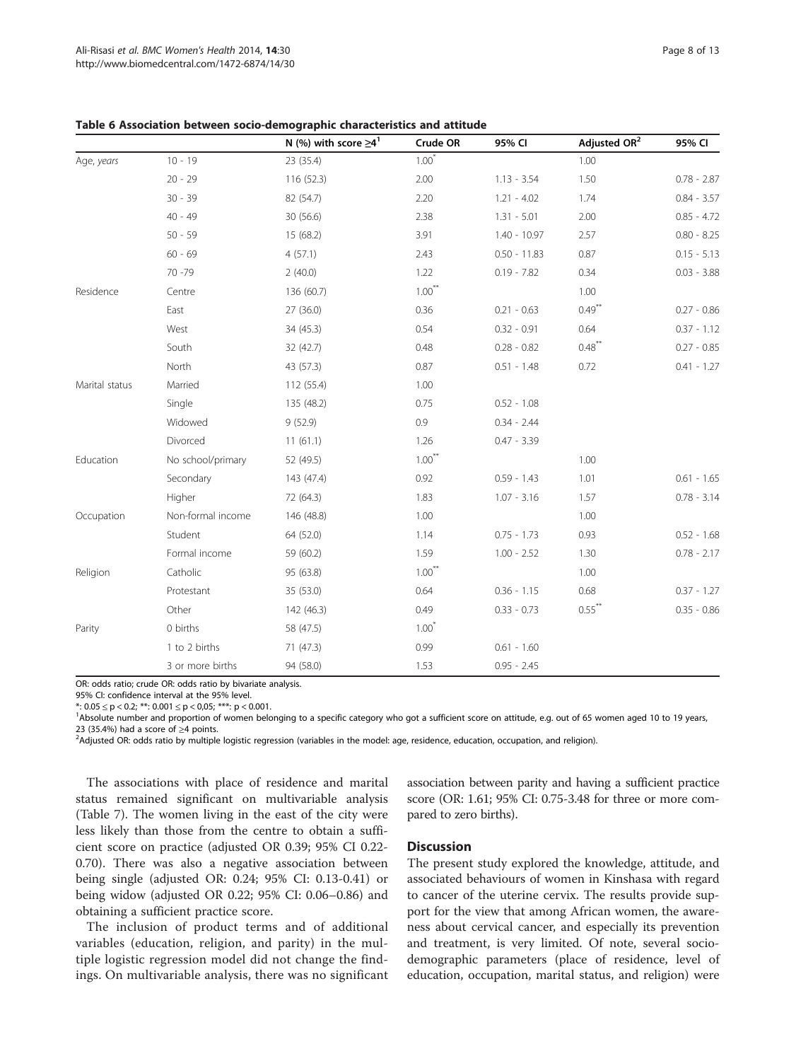**Table 6 Association between socio-demographic characteristics and attitude**

| | | N (%) with score ≥4[1] | Crude OR | 95% CI | Adjusted OR[2] | 95% CI |
|---|---|---|---|---|---|---|
| Age, *years* | 10 - 19 | 23 (35.4) | 1.00* | | 1.00 | |
| | 20 - 29 | 116 (52.3) | 2.00 | 1.13 - 3.54 | 1.50 | 0.78 - 2.87 |
| | 30 - 39 | 82 (54.7) | 2.20 | 1.21 - 4.02 | 1.74 | 0.84 - 3.57 |
| | 40 - 49 | 30 (56.6) | 2.38 | 1.31 - 5.01 | 2.00 | 0.85 - 4.72 |
| | 50 - 59 | 15 (68.2) | 3.91 | 1.40 - 10.97 | 2.57 | 0.80 - 8.25 |
| | 60 - 69 | 4 (57.1) | 2.43 | 0.50 - 11.83 | 0.87 | 0.15 - 5.13 |
| | 70 -79 | 2 (40.0) | 1.22 | 0.19 - 7.82 | 0.34 | 0.03 - 3.88 |
| Residence | Centre | 136 (60.7) | 1.00** | | 1.00 | |
| | East | 27 (36.0) | 0.36 | 0.21 - 0.63 | 0.49** | 0.27 - 0.86 |
| | West | 34 (45.3) | 0.54 | 0.32 - 0.91 | 0.64 | 0.37 - 1.12 |
| | South | 32 (42.7) | 0.48 | 0.28 - 0.82 | 0.48** | 0.27 - 0.85 |
| | North | 43 (57.3) | 0.87 | 0.51 - 1.48 | 0.72 | 0.41 - 1.27 |
| Marital status | Married | 112 (55.4) | 1.00 | | | |
| | Single | 135 (48.2) | 0.75 | 0.52 - 1.08 | | |
| | Widowed | 9 (52.9) | 0.9 | 0.34 - 2.44 | | |
| | Divorced | 11 (61.1) | 1.26 | 0.47 - 3.39 | | |
| Education | No school/primary | 52 (49.5) | 1.00** | | 1.00 | |
| | Secondary | 143 (47.4) | 0.92 | 0.59 - 1.43 | 1.01 | 0.61 - 1.65 |
| | Higher | 72 (64.3) | 1.83 | 1.07 - 3.16 | 1.57 | 0.78 - 3.14 |
| Occupation | Non-formal income | 146 (48.8) | 1.00 | | 1.00 | |
| | Student | 64 (52.0) | 1.14 | 0.75 - 1.73 | 0.93 | 0.52 - 1.68 |
| | Formal income | 59 (60.2) | 1.59 | 1.00 - 2.52 | 1.30 | 0.78 - 2.17 |
| Religion | Catholic | 95 (63.8) | 1.00** | | 1.00 | |
| | Protestant | 35 (53.0) | 0.64 | 0.36 - 1.15 | 0.68 | 0.37 - 1.27 |
| | Other | 142 (46.3) | 0.49 | 0.33 - 0.73 | 0.55** | 0.35 - 0.86 |
| Parity | 0 births | 58 (47.5) | 1.00* | | | |
| | 1 to 2 births | 71 (47.3) | 0.99 | 0.61 - 1.60 | | |
| | 3 or more births | 94 (58.0) | 1.53 | 0.95 - 2.45 | | |

OR: odds ratio; crude OR: odds ratio by bivariate analysis.
95% CI: confidence interval at the 95% level.
*: $0.05 \leq p < 0.2$; **: $0.001 \leq p < 0{,}05$; ***: $p < 0.001$.
[1]Absolute number and proportion of women belonging to a specific category who got a sufficient score on attitude, e.g. out of 65 women aged 10 to 19 years, 23 (35.4%) had a score of ≥4 points.
[2]Adjusted OR: odds ratio by multiple logistic regression (variables in the model: age, residence, education, occupation, and religion).

The associations with place of residence and marital status remained significant on multivariable analysis (Table 7). The women living in the east of the city were less likely than those from the centre to obtain a sufficient score on practice (adjusted OR 0.39; 95% CI 0.22-0.70). There was also a negative association between being single (adjusted OR: 0.24; 95% CI: 0.13-0.41) or being widow (adjusted OR 0.22; 95% CI: 0.06–0.86) and obtaining a sufficient practice score.

The inclusion of product terms and of additional variables (education, religion, and parity) in the multiple logistic regression model did not change the findings. On multivariable analysis, there was no significant association between parity and having a sufficient practice score (OR: 1.61; 95% CI: 0.75-3.48 for three or more compared to zero births).

## Discussion

The present study explored the knowledge, attitude, and associated behaviours of women in Kinshasa with regard to cancer of the uterine cervix. The results provide support for the view that among African women, the awareness about cervical cancer, and especially its prevention and treatment, is very limited. Of note, several socio-demographic parameters (place of residence, level of education, occupation, marital status, and religion) were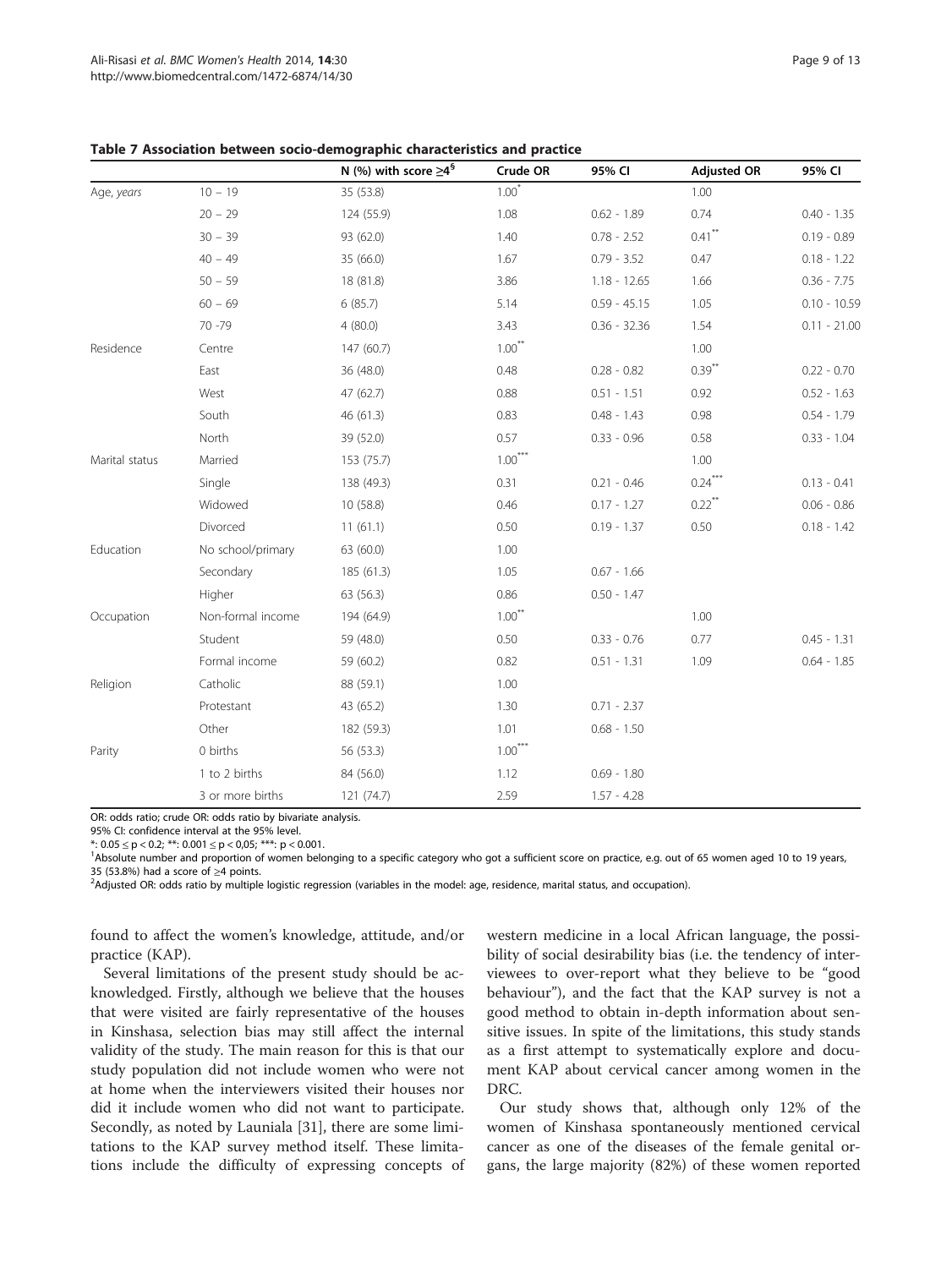**Table 7 Association between socio-demographic characteristics and practice**

| | | N (%) with score ≥4[§] | Crude OR | 95% CI | Adjusted OR | 95% CI |
|---|---|---|---|---|---|---|
| Age, *years* | 10 – 19 | 35 (53.8) | 1.00[*] | | 1.00 | |
| | 20 – 29 | 124 (55.9) | 1.08 | 0.62 - 1.89 | 0.74 | 0.40 - 1.35 |
| | 30 – 39 | 93 (62.0) | 1.40 | 0.78 - 2.52 | 0.41[**] | 0.19 - 0.89 |
| | 40 – 49 | 35 (66.0) | 1.67 | 0.79 - 3.52 | 0.47 | 0.18 - 1.22 |
| | 50 – 59 | 18 (81.8) | 3.86 | 1.18 - 12.65 | 1.66 | 0.36 - 7.75 |
| | 60 – 69 | 6 (85.7) | 5.14 | 0.59 - 45.15 | 1.05 | 0.10 - 10.59 |
| | 70 -79 | 4 (80.0) | 3.43 | 0.36 - 32.36 | 1.54 | 0.11 - 21.00 |
| Residence | Centre | 147 (60.7) | 1.00[**] | | 1.00 | |
| | East | 36 (48.0) | 0.48 | 0.28 - 0.82 | 0.39[**] | 0.22 - 0.70 |
| | West | 47 (62.7) | 0.88 | 0.51 - 1.51 | 0.92 | 0.52 - 1.63 |
| | South | 46 (61.3) | 0.83 | 0.48 - 1.43 | 0.98 | 0.54 - 1.79 |
| | North | 39 (52.0) | 0.57 | 0.33 - 0.96 | 0.58 | 0.33 - 1.04 |
| Marital status | Married | 153 (75.7) | 1.00[***] | | 1.00 | |
| | Single | 138 (49.3) | 0.31 | 0.21 - 0.46 | 0.24[***] | 0.13 - 0.41 |
| | Widowed | 10 (58.8) | 0.46 | 0.17 - 1.27 | 0.22[**] | 0.06 - 0.86 |
| | Divorced | 11 (61.1) | 0.50 | 0.19 - 1.37 | 0.50 | 0.18 - 1.42 |
| Education | No school/primary | 63 (60.0) | 1.00 | | | |
| | Secondary | 185 (61.3) | 1.05 | 0.67 - 1.66 | | |
| | Higher | 63 (56.3) | 0.86 | 0.50 - 1.47 | | |
| Occupation | Non-formal income | 194 (64.9) | 1.00[**] | | 1.00 | |
| | Student | 59 (48.0) | 0.50 | 0.33 - 0.76 | 0.77 | 0.45 - 1.31 |
| | Formal income | 59 (60.2) | 0.82 | 0.51 - 1.31 | 1.09 | 0.64 - 1.85 |
| Religion | Catholic | 88 (59.1) | 1.00 | | | |
| | Protestant | 43 (65.2) | 1.30 | 0.71 - 2.37 | | |
| | Other | 182 (59.3) | 1.01 | 0.68 - 1.50 | | |
| Parity | 0 births | 56 (53.3) | 1.00[***] | | | |
| | 1 to 2 births | 84 (56.0) | 1.12 | 0.69 - 1.80 | | |
| | 3 or more births | 121 (74.7) | 2.59 | 1.57 - 4.28 | | |

OR: odds ratio; crude OR: odds ratio by bivariate analysis.
95% CI: confidence interval at the 95% level.
*: 0.05 ≤ p < 0.2; **: 0.001 ≤ p < 0,05; ***: p < 0.001.
[1]Absolute number and proportion of women belonging to a specific category who got a sufficient score on practice, e.g. out of 65 women aged 10 to 19 years, 35 (53.8%) had a score of ≥4 points.
[2]Adjusted OR: odds ratio by multiple logistic regression (variables in the model: age, residence, marital status, and occupation).

found to affect the women's knowledge, attitude, and/or practice (KAP).

Several limitations of the present study should be acknowledged. Firstly, although we believe that the houses that were visited are fairly representative of the houses in Kinshasa, selection bias may still affect the internal validity of the study. The main reason for this is that our study population did not include women who were not at home when the interviewers visited their houses nor did it include women who did not want to participate. Secondly, as noted by Launiala [31], there are some limitations to the KAP survey method itself. These limitations include the difficulty of expressing concepts of western medicine in a local African language, the possibility of social desirability bias (i.e. the tendency of interviewees to over-report what they believe to be "good behaviour"), and the fact that the KAP survey is not a good method to obtain in-depth information about sensitive issues. In spite of the limitations, this study stands as a first attempt to systematically explore and document KAP about cervical cancer among women in the DRC.

Our study shows that, although only 12% of the women of Kinshasa spontaneously mentioned cervical cancer as one of the diseases of the female genital organs, the large majority (82%) of these women reported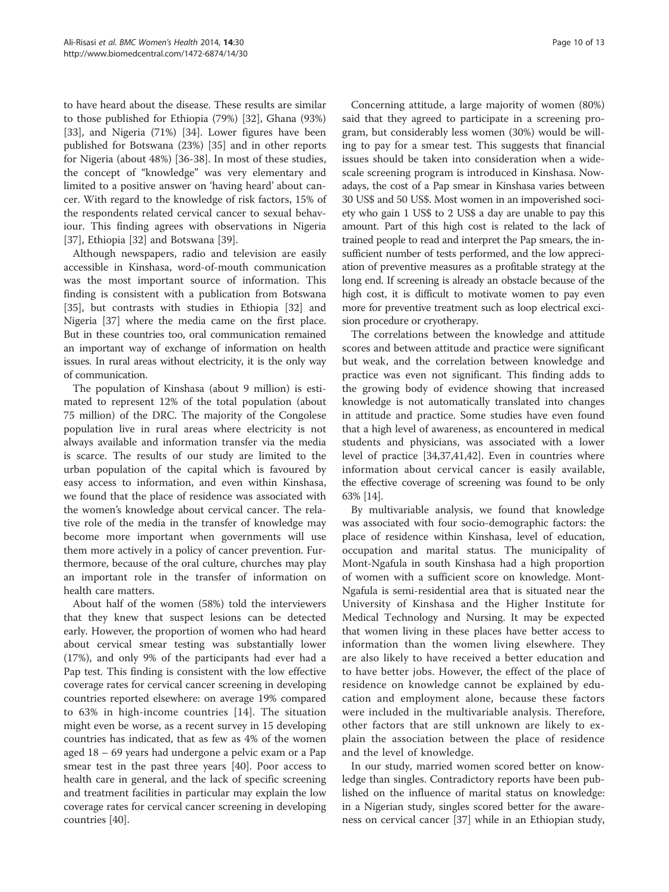to have heard about the disease. These results are similar to those published for Ethiopia (79%) [32], Ghana (93%) [33], and Nigeria (71%) [34]. Lower figures have been published for Botswana (23%) [35] and in other reports for Nigeria (about 48%) [36-38]. In most of these studies, the concept of "knowledge" was very elementary and limited to a positive answer on 'having heard' about cancer. With regard to the knowledge of risk factors, 15% of the respondents related cervical cancer to sexual behaviour. This finding agrees with observations in Nigeria [37], Ethiopia [32] and Botswana [39].

Although newspapers, radio and television are easily accessible in Kinshasa, word-of-mouth communication was the most important source of information. This finding is consistent with a publication from Botswana [35], but contrasts with studies in Ethiopia [32] and Nigeria [37] where the media came on the first place. But in these countries too, oral communication remained an important way of exchange of information on health issues. In rural areas without electricity, it is the only way of communication.

The population of Kinshasa (about 9 million) is estimated to represent 12% of the total population (about 75 million) of the DRC. The majority of the Congolese population live in rural areas where electricity is not always available and information transfer via the media is scarce. The results of our study are limited to the urban population of the capital which is favoured by easy access to information, and even within Kinshasa, we found that the place of residence was associated with the women's knowledge about cervical cancer. The relative role of the media in the transfer of knowledge may become more important when governments will use them more actively in a policy of cancer prevention. Furthermore, because of the oral culture, churches may play an important role in the transfer of information on health care matters.

About half of the women (58%) told the interviewers that they knew that suspect lesions can be detected early. However, the proportion of women who had heard about cervical smear testing was substantially lower (17%), and only 9% of the participants had ever had a Pap test. This finding is consistent with the low effective coverage rates for cervical cancer screening in developing countries reported elsewhere: on average 19% compared to 63% in high-income countries [14]. The situation might even be worse, as a recent survey in 15 developing countries has indicated, that as few as 4% of the women aged 18 – 69 years had undergone a pelvic exam or a Pap smear test in the past three years [40]. Poor access to health care in general, and the lack of specific screening and treatment facilities in particular may explain the low coverage rates for cervical cancer screening in developing countries [40].

Concerning attitude, a large majority of women (80%) said that they agreed to participate in a screening program, but considerably less women (30%) would be willing to pay for a smear test. This suggests that financial issues should be taken into consideration when a wide-scale screening program is introduced in Kinshasa. Nowadays, the cost of a Pap smear in Kinshasa varies between 30 US$ and 50 US$. Most women in an impoverished society who gain 1 US$ to 2 US$ a day are unable to pay this amount. Part of this high cost is related to the lack of trained people to read and interpret the Pap smears, the insufficient number of tests performed, and the low appreciation of preventive measures as a profitable strategy at the long end. If screening is already an obstacle because of the high cost, it is difficult to motivate women to pay even more for preventive treatment such as loop electrical excision procedure or cryotherapy.

The correlations between the knowledge and attitude scores and between attitude and practice were significant but weak, and the correlation between knowledge and practice was even not significant. This finding adds to the growing body of evidence showing that increased knowledge is not automatically translated into changes in attitude and practice. Some studies have even found that a high level of awareness, as encountered in medical students and physicians, was associated with a lower level of practice [34,37,41,42]. Even in countries where information about cervical cancer is easily available, the effective coverage of screening was found to be only 63% [14].

By multivariable analysis, we found that knowledge was associated with four socio-demographic factors: the place of residence within Kinshasa, level of education, occupation and marital status. The municipality of Mont-Ngafula in south Kinshasa had a high proportion of women with a sufficient score on knowledge. Mont-Ngafula is semi-residential area that is situated near the University of Kinshasa and the Higher Institute for Medical Technology and Nursing. It may be expected that women living in these places have better access to information than the women living elsewhere. They are also likely to have received a better education and to have better jobs. However, the effect of the place of residence on knowledge cannot be explained by education and employment alone, because these factors were included in the multivariable analysis. Therefore, other factors that are still unknown are likely to explain the association between the place of residence and the level of knowledge.

In our study, married women scored better on knowledge than singles. Contradictory reports have been published on the influence of marital status on knowledge: in a Nigerian study, singles scored better for the awareness on cervical cancer [37] while in an Ethiopian study,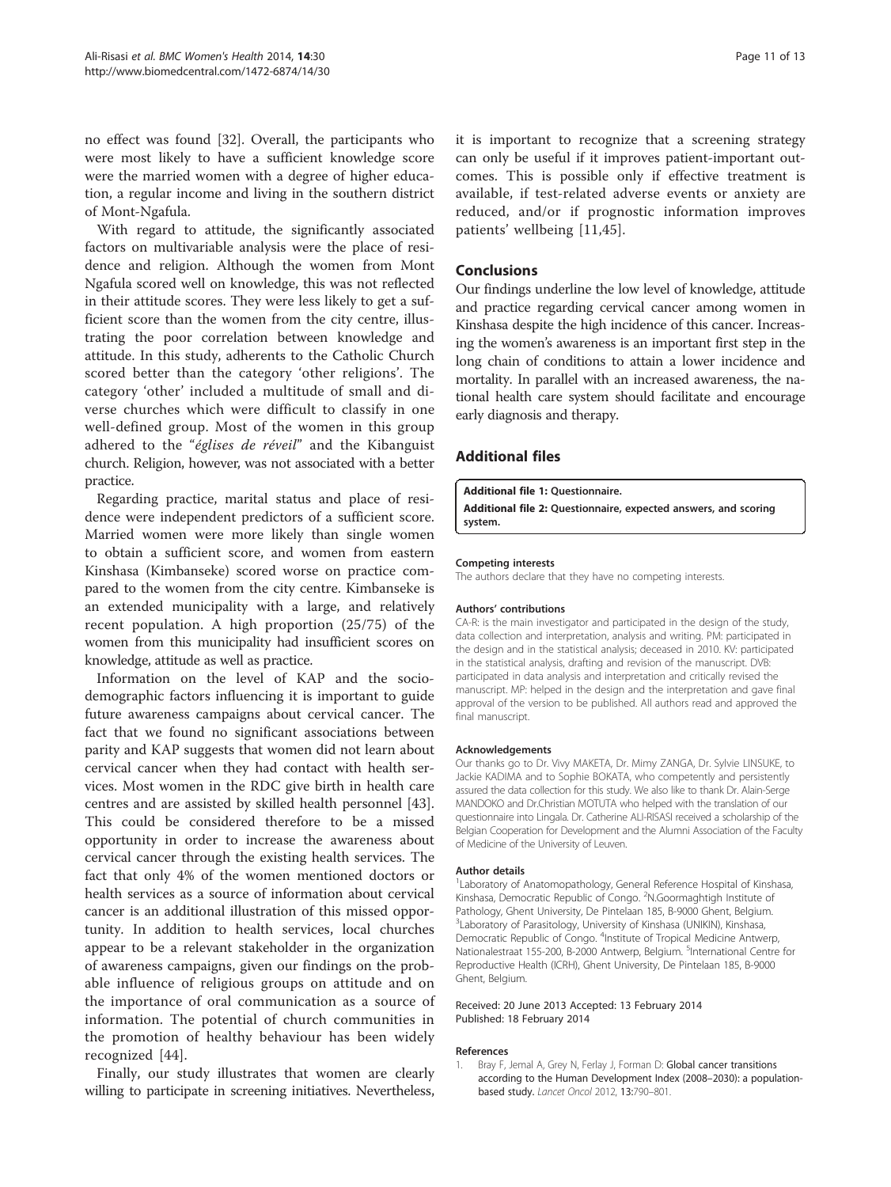no effect was found [32]. Overall, the participants who were most likely to have a sufficient knowledge score were the married women with a degree of higher education, a regular income and living in the southern district of Mont-Ngafula.

With regard to attitude, the significantly associated factors on multivariable analysis were the place of residence and religion. Although the women from Mont Ngafula scored well on knowledge, this was not reflected in their attitude scores. They were less likely to get a sufficient score than the women from the city centre, illustrating the poor correlation between knowledge and attitude. In this study, adherents to the Catholic Church scored better than the category 'other religions'. The category 'other' included a multitude of small and diverse churches which were difficult to classify in one well-defined group. Most of the women in this group adhered to the "*églises de réveil*" and the Kibanguist church. Religion, however, was not associated with a better practice.

Regarding practice, marital status and place of residence were independent predictors of a sufficient score. Married women were more likely than single women to obtain a sufficient score, and women from eastern Kinshasa (Kimbanseke) scored worse on practice compared to the women from the city centre. Kimbanseke is an extended municipality with a large, and relatively recent population. A high proportion (25/75) of the women from this municipality had insufficient scores on knowledge, attitude as well as practice.

Information on the level of KAP and the sociodemographic factors influencing it is important to guide future awareness campaigns about cervical cancer. The fact that we found no significant associations between parity and KAP suggests that women did not learn about cervical cancer when they had contact with health services. Most women in the RDC give birth in health care centres and are assisted by skilled health personnel [43]. This could be considered therefore to be a missed opportunity in order to increase the awareness about cervical cancer through the existing health services. The fact that only 4% of the women mentioned doctors or health services as a source of information about cervical cancer is an additional illustration of this missed opportunity. In addition to health services, local churches appear to be a relevant stakeholder in the organization of awareness campaigns, given our findings on the probable influence of religious groups on attitude and on the importance of oral communication as a source of information. The potential of church communities in the promotion of healthy behaviour has been widely recognized [44].

Finally, our study illustrates that women are clearly willing to participate in screening initiatives. Nevertheless, it is important to recognize that a screening strategy can only be useful if it improves patient-important outcomes. This is possible only if effective treatment is available, if test-related adverse events or anxiety are reduced, and/or if prognostic information improves patients' wellbeing [11,45].

## Conclusions

Our findings underline the low level of knowledge, attitude and practice regarding cervical cancer among women in Kinshasa despite the high incidence of this cancer. Increasing the women's awareness is an important first step in the long chain of conditions to attain a lower incidence and mortality. In parallel with an increased awareness, the national health care system should facilitate and encourage early diagnosis and therapy.

## Additional files

**Additional file 1: Questionnaire.**

**Additional file 2: Questionnaire, expected answers, and scoring system.**

#### Competing interests

The authors declare that they have no competing interests.

#### Authors' contributions

CA-R: is the main investigator and participated in the design of the study, data collection and interpretation, analysis and writing. PM: participated in the design and in the statistical analysis; deceased in 2010. KV: participated in the statistical analysis, drafting and revision of the manuscript. DVB: participated in data analysis and interpretation and critically revised the manuscript. MP: helped in the design and the interpretation and gave final approval of the version to be published. All authors read and approved the final manuscript.

#### Acknowledgements

Our thanks go to Dr. Vivy MAKETA, Dr. Mimy ZANGA, Dr. Sylvie LINSUKE, to Jackie KADIMA and to Sophie BOKATA, who competently and persistently assured the data collection for this study. We also like to thank Dr. Alain-Serge MANDOKO and Dr.Christian MOTUTA who helped with the translation of our questionnaire into Lingala. Dr. Catherine ALI-RISASI received a scholarship of the Belgian Cooperation for Development and the Alumni Association of the Faculty of Medicine of the University of Leuven.

#### Author details

[1]Laboratory of Anatomopathology, General Reference Hospital of Kinshasa, Kinshasa, Democratic Republic of Congo. [2]N.Goormaghtigh Institute of Pathology, Ghent University, De Pintelaan 185, B-9000 Ghent, Belgium. [3]Laboratory of Parasitology, University of Kinshasa (UNIKIN), Kinshasa, Democratic Republic of Congo. [4]Institute of Tropical Medicine Antwerp, Nationalestraat 155-200, B-2000 Antwerp, Belgium. [5]International Centre for Reproductive Health (ICRH), Ghent University, De Pintelaan 185, B-9000 Ghent, Belgium.

Received: 20 June 2013 Accepted: 13 February 2014
Published: 18 February 2014

#### References

1. Bray F, Jemal A, Grey N, Ferlay J, Forman D: **Global cancer transitions according to the Human Development Index (2008–2030): a population-based study.** *Lancet Oncol* 2012, **13:**790–801.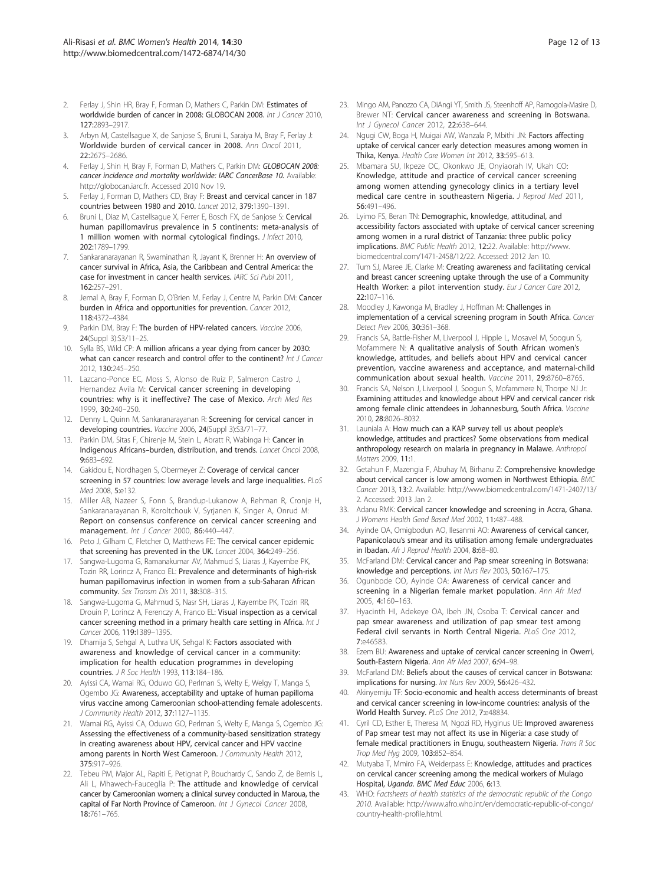2. Ferlay J, Shin HR, Bray F, Forman D, Mathers C, Parkin DM: **Estimates of worldwide burden of cancer in 2008: GLOBOCAN 2008.** *Int J Cancer* 2010, **127:**2893–2917.
3. Arbyn M, Castellsague X, de Sanjose S, Bruni L, Saraiya M, Bray F, Ferlay J: **Worldwide burden of cervical cancer in 2008.** *Ann Oncol* 2011, **22:**2675–2686.
4. Ferlay J, Shin H, Bray F, Forman D, Mathers C, Parkin DM: ***GLOBOCAN 2008: cancer incidence and mortality worldwide: IARC CancerBase 10.*** Available: http://globocan.iarc.fr. Accessed 2010 Nov 19.
5. Ferlay J, Forman D, Mathers CD, Bray F: **Breast and cervical cancer in 187 countries between 1980 and 2010.** *Lancet* 2012, **379:**1390–1391.
6. Bruni L, Diaz M, Castellsague X, Ferrer E, Bosch FX, de Sanjose S: **Cervical human papillomavirus prevalence in 5 continents: meta-analysis of 1 million women with normal cytological findings.** *J Infect* 2010, **202:**1789–1799.
7. Sankaranarayanan R, Swaminathan R, Jayant K, Brenner H: **An overview of cancer survival in Africa, Asia, the Caribbean and Central America: the case for investment in cancer health services.** *IARC Sci Publ* 2011, **162:**257–291.
8. Jemal A, Bray F, Forman D, O'Brien M, Ferlay J, Centre M, Parkin DM: **Cancer burden in Africa and opportunities for prevention.** *Cancer* 2012, **118:**4372–4384.
9. Parkin DM, Bray F: **The burden of HPV-related cancers.** *Vaccine* 2006, **24**(Suppl 3):S3/11–25.
10. Sylla BS, Wild CP: **A million africans a year dying from cancer by 2030: what can cancer research and control offer to the continent?** *Int J Cancer* 2012, **130:**245–250.
11. Lazcano-Ponce EC, Moss S, Alonso de Ruiz P, Salmeron Castro J, Hernandez Avila M: **Cervical cancer screening in developing countries: why is it ineffective? The case of Mexico.** *Arch Med Res* 1999, **30:**240–250.
12. Denny L, Quinn M, Sankaranarayanan R: **Screening for cervical cancer in developing countries.** *Vaccine* 2006, **24**(Suppl 3):S3/71–77.
13. Parkin DM, Sitas F, Chirenje M, Stein L, Abratt R, Wabinga H: **Cancer in Indigenous Africans–burden, distribution, and trends.** *Lancet Oncol* 2008, **9:**683–692.
14. Gakidou E, Nordhagen S, Obermeyer Z: **Coverage of cervical cancer screening in 57 countries: low average levels and large inequalities.** *PLoS Med* 2008, **5:**e132.
15. Miller AB, Nazeer S, Fonn S, Brandup-Lukanow A, Rehman R, Cronje H, Sankaranarayanan R, Koroltchouk V, Syrjanen K, Singer A, Onrud M: **Report on consensus conference on cervical cancer screening and management.** *Int J Cancer* 2000, **86:**440–447.
16. Peto J, Gilham C, Fletcher O, Matthews FE: **The cervical cancer epidemic that screening has prevented in the UK.** *Lancet* 2004, **364:**249–256.
17. Sangwa-Lugoma G, Ramanakumar AV, Mahmud S, Liaras J, Kayembe PK, Tozin RR, Lorincz A, Franco EL: **Prevalence and determinants of high-risk human papillomavirus infection in women from a sub-Saharan African community.** *Sex Transm Dis* 2011, **38:**308–315.
18. Sangwa-Lugoma G, Mahmud S, Nasr SH, Liaras J, Kayembe PK, Tozin RR, Drouin P, Lorincz A, Ferenczy A, Franco EL: **Visual inspection as a cervical cancer screening method in a primary health care setting in Africa.** *Int J Cancer* 2006, **119:**1389–1395.
19. Dhamija S, Sehgal A, Luthra UK, Sehgal K: **Factors associated with awareness and knowledge of cervical cancer in a community: implication for health education programmes in developing countries.** *J R Soc Health* 1993, **113:**184–186.
20. Ayissi CA, Wamai RG, Oduwo GO, Perlman S, Welty E, Welgy T, Manga S, Ogembo JG: **Awareness, acceptability and uptake of human papilloma virus vaccine among Cameroonian school-attending female adolescents.** *J Community Health* 2012, **37:**1127–1135.
21. Wamai RG, Ayissi CA, Oduwo GO, Perlman S, Welty E, Manga S, Ogembo JG: **Assessing the effectiveness of a community-based sensitization strategy in creating awareness about HPV, cervical cancer and HPV vaccine among parents in North West Cameroon.** *J Community Health* 2012, **375:**917–926.
22. Tebeu PM, Major AL, Rapiti E, Petignat P, Bouchardy C, Sando Z, de Bernis L, Ali L, Mhawech-Fauceglia P: **The attitude and knowledge of cervical cancer by Cameroonian women; a clinical survey conducted in Maroua, the capital of Far North Province of Cameroon.** *Int J Gynecol Cancer* 2008, **18:**761–765.
23. Mingo AM, Panozzo CA, DiAngi YT, Smith JS, Steenhoff AP, Ramogola-Masire D, Brewer NT: **Cervical cancer awareness and screening in Botswana.** *Int J Gynecol Cancer* 2012, **22:**638–644.
24. Ngugi CW, Boga H, Muigai AW, Wanzala P, Mbithi JN: **Factors affecting uptake of cervical cancer early detection measures among women in Thika, Kenya.** *Health Care Women Int* 2012, **33:**595–613.
25. Mbamara SU, Ikpeze OC, Okonkwo JE, Onyiaorah IV, Ukah CO: **Knowledge, attitude and practice of cervical cancer screening among women attending gynecology clinics in a tertiary level medical care centre in southeastern Nigeria.** *J Reprod Med* 2011, **56:**491–496.
26. Lyimo FS, Beran TN: **Demographic, knowledge, attitudinal, and accessibility factors associated with uptake of cervical cancer screening among women in a rural district of Tanzania: three public policy implications.** *BMC Public Health* 2012, **12:**22. Available: http://www.biomedcentral.com/1471-2458/12/22. Accessed: 2012 Jan 10.
27. Tum SJ, Maree JE, Clarke M: **Creating awareness and facilitating cervical and breast cancer screening uptake through the use of a Community Health Worker: a pilot intervention study.** *Eur J Cancer Care* 2012, **22:**107–116.
28. Moodley J, Kawonga M, Bradley J, Hoffman M: **Challenges in implementation of a cervical screening program in South Africa.** *Cancer Detect Prev* 2006, **30:**361–368.
29. Francis SA, Battle-Fisher M, Liverpool J, Hipple L, Mosavel M, Soogun S, Mofammere N: **A qualitative analysis of South African women's knowledge, attitudes, and beliefs about HPV and cervical cancer prevention, vaccine awareness and acceptance, and maternal-child communication about sexual health.** *Vaccine* 2011, **29:**8760–8765.
30. Francis SA, Nelson J, Liverpool J, Soogun S, Mofammere N, Thorpe NJ Jr: **Examining attitudes and knowledge about HPV and cervical cancer risk among female clinic attendees in Johannesburg, South Africa.** *Vaccine* 2010, **28:**8026–8032.
31. Launiala A: **How much can a KAP survey tell us about people's knowledge, attitudes and practices? Some observations from medical anthropology research on malaria in pregnancy in Malawe.** *Anthropol Matters* 2009, **11:**1.
32. Getahun F, Mazengia F, Abuhay M, Birhanu Z: **Comprehensive knowledge about cervical cancer is low among women in Northwest Ethiopia.** *BMC Cancer* 2013, **13:**2. Available: http://www.biomedcentral.com/1471-2407/13/2. Accessed: 2013 Jan 2.
33. Adanu RMK: **Cervical cancer knowledge and screening in Accra, Ghana.** *J Womens Health Gend Based Med* 2002, **11:**487–488.
34. Ayinde OA, Omigbodun AO, Ilesanmi AO: **Awareness of cervical cancer, Papanicolaou's smear and its utilisation among female undergraduates in Ibadan.** *Afr J Reprod Health* 2004, **8:**68–80.
35. McFarland DM: **Cervical cancer and Pap smear screening in Botswana: knowledge and perceptions.** *Int Nurs Rev* 2003, **50:**167–175.
36. Ogunbode OO, Ayinde OA: **Awareness of cervical cancer and screening in a Nigerian female market population.** *Ann Afr Med* 2005, **4:**160–163.
37. Hyacinth HI, Adekeye OA, Ibeh JN, Osoba T: **Cervical cancer and pap smear awareness and utilization of pap smear test among Federal civil servants in North Central Nigeria.** *PLoS One* 2012, **7:**e46583.
38. Ezem BU: **Awareness and uptake of cervical cancer screening in Owerri, South-Eastern Nigeria.** *Ann Afr Med* 2007, **6:**94–98.
39. McFarland DM: **Beliefs about the causes of cervical cancer in Botswana: implications for nursing.** *Int Nurs Rev* 2009, **56:**426–432.
40. Akinyemiju TF: **Socio-economic and health access determinants of breast and cervical cancer screening in low-income countries: analysis of the World Health Survey.** *PLoS One* 2012, **7:**e48834.
41. Cyril CD, Esther E, Theresa M, Ngozi RD, Hyginus UE: **Improved awareness of Pap smear test may not affect its use in Nigeria: a case study of female medical practitioners in Enugu, southeastern Nigeria.** *Trans R Soc Trop Med Hyg* 2009, **103:**852–854.
42. Mutyaba T, Mmiro FA, Weiderpass E: **Knowledge, attitudes and practices on cervical cancer screening among the medical workers of Mulago Hospital,** *Uganda. BMC Med Educ* 2006, **6:**13.
43. WHO: *Factsheets of health statistics of the democratic republic of the Congo 2010.* Available: http://www.afro.who.int/en/democratic-republic-of-congo/country-health-profile.html.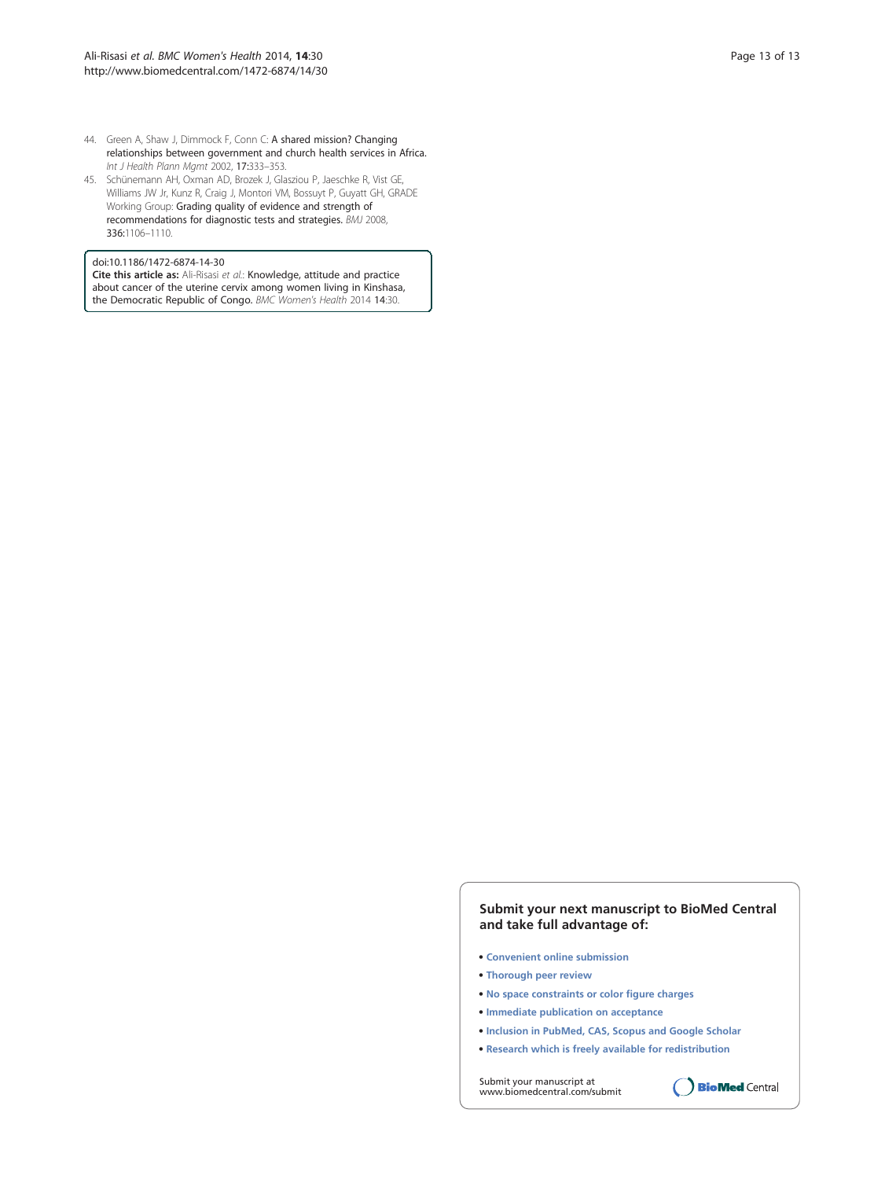44. Green A, Shaw J, Dimmock F, Conn C: **A shared mission? Changing relationships between government and church health services in Africa.** *Int J Health Plann Mgmt* 2002, **17**:333–353.
45. Schünemann AH, Oxman AD, Brozek J, Glasziou P, Jaeschke R, Vist GE, Williams JW Jr, Kunz R, Craig J, Montori VM, Bossuyt P, Guyatt GH, GRADE Working Group: **Grading quality of evidence and strength of recommendations for diagnostic tests and strategies.** *BMJ* 2008, **336**:1106–1110.

doi:10.1186/1472-6874-14-30
**Cite this article as:** Ali-Risasi *et al.*: **Knowledge, attitude and practice about cancer of the uterine cervix among women living in Kinshasa, the Democratic Republic of Congo.** *BMC Women's Health* 2014 **14**:30.

**Submit your next manuscript to BioMed Central and take full advantage of:**

- **Convenient online submission**
- **Thorough peer review**
- **No space constraints or color figure charges**
- **Immediate publication on acceptance**
- **Inclusion in PubMed, CAS, Scopus and Google Scholar**
- **Research which is freely available for redistribution**

Submit your manuscript at
www.biomedcentral.com/submit

BioMed Central